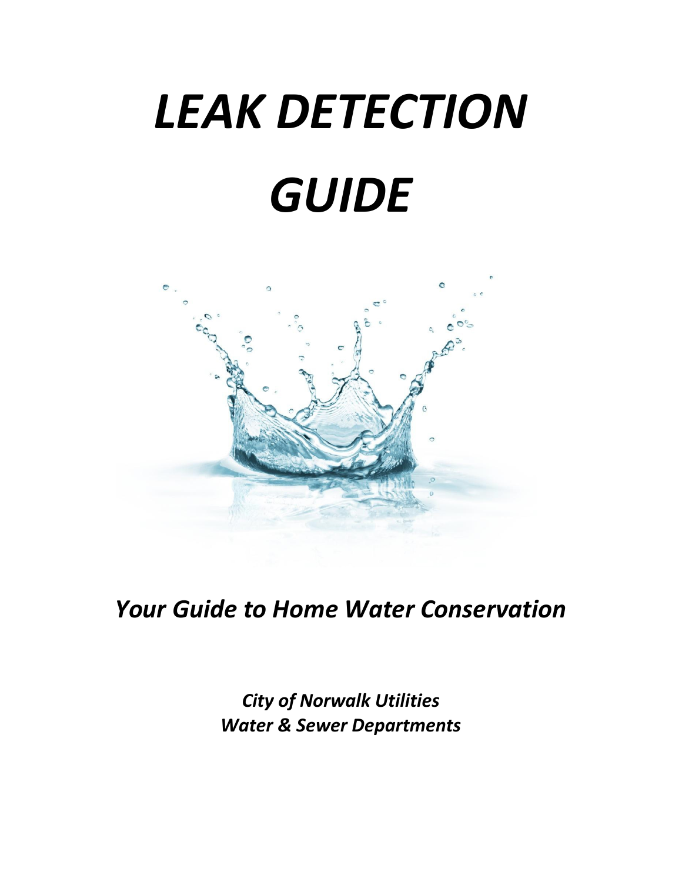# *LEAK DETECTION GUIDE*

## *Your Guide to Home Water Conservation*

***City of Norwalk Utilities***
***Water & Sewer Departments***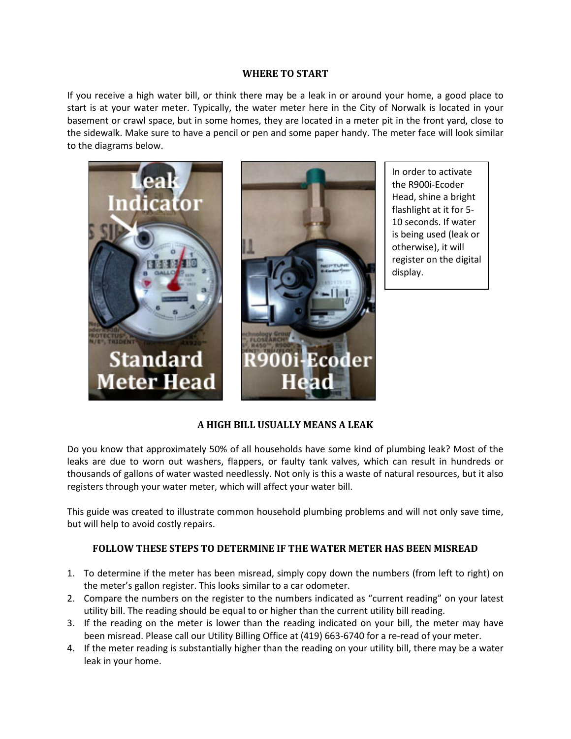### WHERE TO START

If you receive a high water bill, or think there may be a leak in or around your home, a good place to start is at your water meter. Typically, the water meter here in the City of Norwalk is located in your basement or crawl space, but in some homes, they are located in a meter pit in the front yard, close to the sidewalk. Make sure to have a pencil or pen and some paper handy. The meter face will look similar to the diagrams below.

Leak Indicator

Standard Meter Head

R900i-Ecoder Head

In order to activate the R900i-Ecoder Head, shine a bright flashlight at it for 5-10 seconds. If water is being used (leak or otherwise), it will register on the digital display.

### A HIGH BILL USUALLY MEANS A LEAK

Do you know that approximately 50% of all households have some kind of plumbing leak? Most of the leaks are due to worn out washers, flappers, or faulty tank valves, which can result in hundreds or thousands of gallons of water wasted needlessly. Not only is this a waste of natural resources, but it also registers through your water meter, which will affect your water bill.

This guide was created to illustrate common household plumbing problems and will not only save time, but will help to avoid costly repairs.

### FOLLOW THESE STEPS TO DETERMINE IF THE WATER METER HAS BEEN MISREAD

1. To determine if the meter has been misread, simply copy down the numbers (from left to right) on the meter's gallon register. This looks similar to a car odometer.
2. Compare the numbers on the register to the numbers indicated as "current reading" on your latest utility bill. The reading should be equal to or higher than the current utility bill reading.
3. If the reading on the meter is lower than the reading indicated on your bill, the meter may have been misread. Please call our Utility Billing Office at (419) 663-6740 for a re-read of your meter.
4. If the meter reading is substantially higher than the reading on your utility bill, there may be a water leak in your home.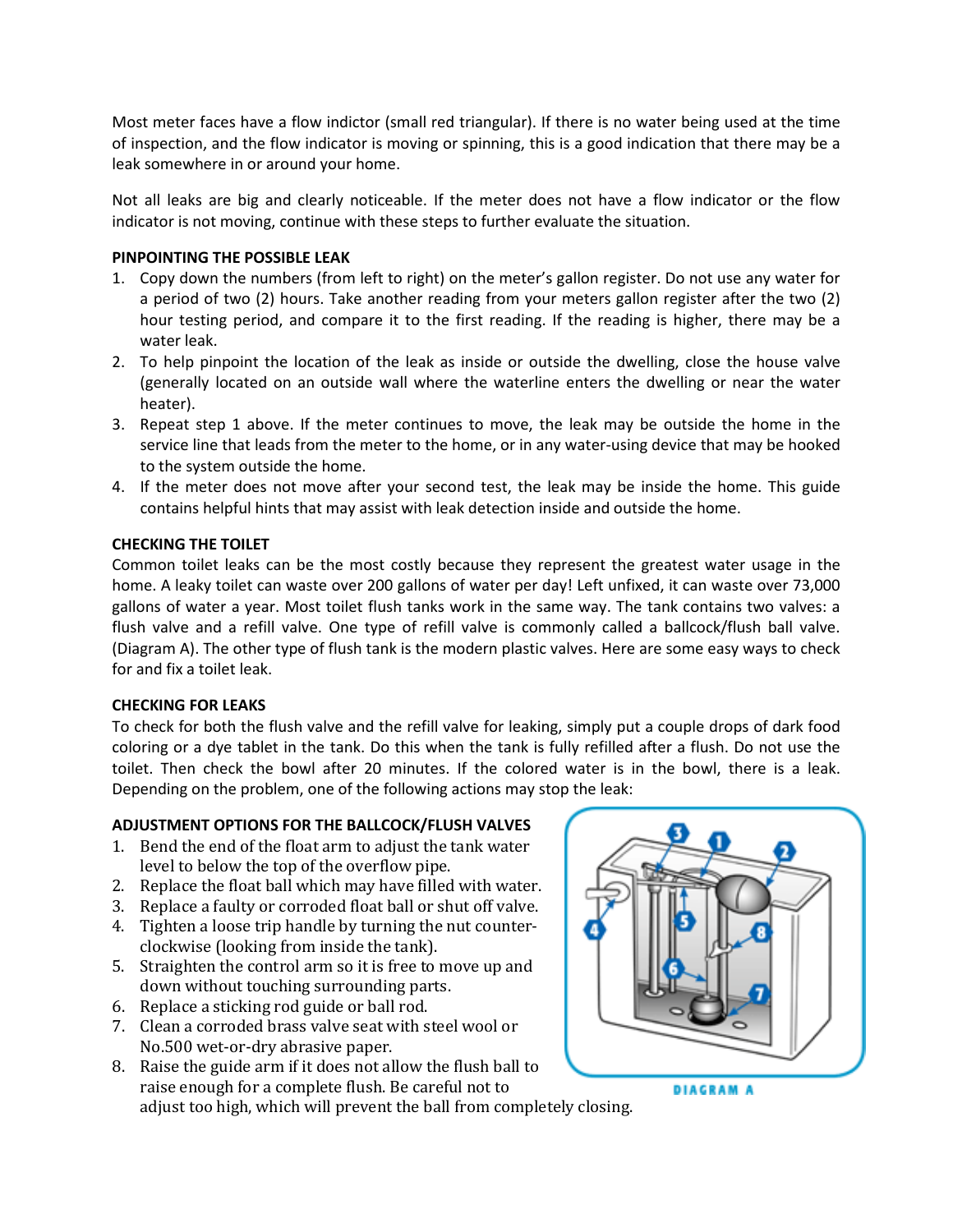Most meter faces have a flow indictor (small red triangular). If there is no water being used at the time of inspection, and the flow indicator is moving or spinning, this is a good indication that there may be a leak somewhere in or around your home.

Not all leaks are big and clearly noticeable. If the meter does not have a flow indicator or the flow indicator is not moving, continue with these steps to further evaluate the situation.

**PINPOINTING THE POSSIBLE LEAK**

1. Copy down the numbers (from left to right) on the meter's gallon register. Do not use any water for a period of two (2) hours. Take another reading from your meters gallon register after the two (2) hour testing period, and compare it to the first reading. If the reading is higher, there may be a water leak.
2. To help pinpoint the location of the leak as inside or outside the dwelling, close the house valve (generally located on an outside wall where the waterline enters the dwelling or near the water heater).
3. Repeat step 1 above. If the meter continues to move, the leak may be outside the home in the service line that leads from the meter to the home, or in any water-using device that may be hooked to the system outside the home.
4. If the meter does not move after your second test, the leak may be inside the home. This guide contains helpful hints that may assist with leak detection inside and outside the home.

**CHECKING THE TOILET**

Common toilet leaks can be the most costly because they represent the greatest water usage in the home. A leaky toilet can waste over 200 gallons of water per day! Left unfixed, it can waste over 73,000 gallons of water a year. Most toilet flush tanks work in the same way. The tank contains two valves: a flush valve and a refill valve. One type of refill valve is commonly called a ballcock/flush ball valve. (Diagram A). The other type of flush tank is the modern plastic valves. Here are some easy ways to check for and fix a toilet leak.

**CHECKING FOR LEAKS**

To check for both the flush valve and the refill valve for leaking, simply put a couple drops of dark food coloring or a dye tablet in the tank. Do this when the tank is fully refilled after a flush. Do not use the toilet. Then check the bowl after 20 minutes. If the colored water is in the bowl, there is a leak. Depending on the problem, one of the following actions may stop the leak:

**ADJUSTMENT OPTIONS FOR THE BALLCOCK/FLUSH VALVES**

1. Bend the end of the float arm to adjust the tank water level to below the top of the overflow pipe.
2. Replace the float ball which may have filled with water.
3. Replace a faulty or corroded float ball or shut off valve.
4. Tighten a loose trip handle by turning the nut counter-clockwise (looking from inside the tank).
5. Straighten the control arm so it is free to move up and down without touching surrounding parts.
6. Replace a sticking rod guide or ball rod.
7. Clean a corroded brass valve seat with steel wool or No.500 wet-or-dry abrasive paper.
8. Raise the guide arm if it does not allow the flush ball to raise enough for a complete flush. Be careful not to adjust too high, which will prevent the ball from completely closing.

DIAGRAM A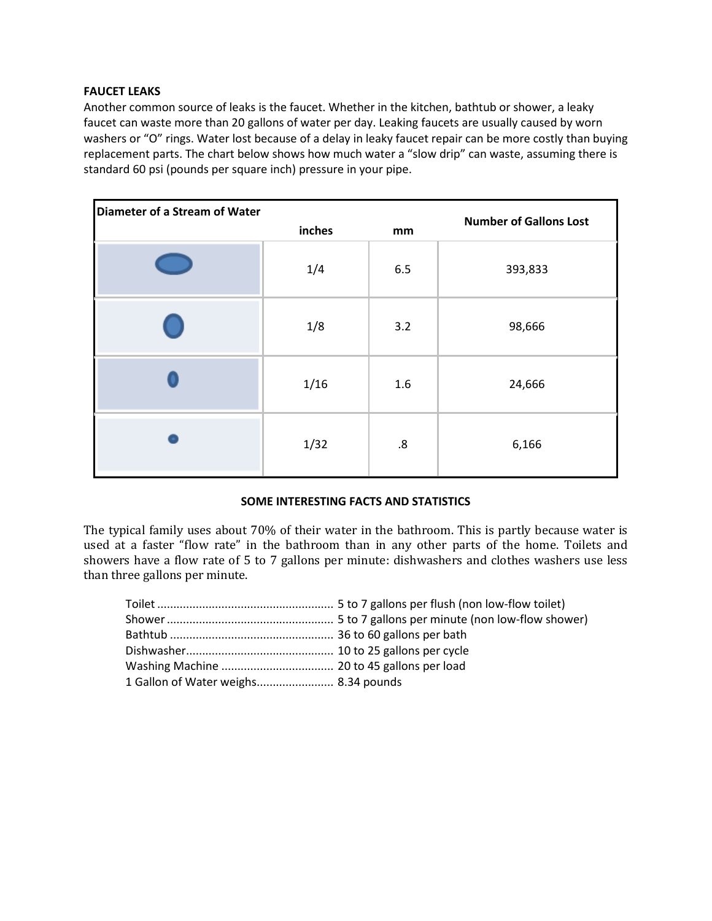**FAUCET LEAKS**

Another common source of leaks is the faucet. Whether in the kitchen, bathtub or shower, a leaky faucet can waste more than 20 gallons of water per day. Leaking faucets are usually caused by worn washers or "O" rings. Water lost because of a delay in leaky faucet repair can be more costly than buying replacement parts. The chart below shows how much water a "slow drip" can waste, assuming there is standard 60 psi (pounds per square inch) pressure in your pipe.

| Diameter of a Stream of Water | inches | mm | Number of Gallons Lost |
|---|---|---|---|
| | 1/4 | 6.5 | 393,833 |
| | 1/8 | 3.2 | 98,666 |
| | 1/16 | 1.6 | 24,666 |
| | 1/32 | .8 | 6,166 |

**SOME INTERESTING FACTS AND STATISTICS**

The typical family uses about 70% of their water in the bathroom. This is partly because water is used at a faster "flow rate" in the bathroom than in any other parts of the home. Toilets and showers have a flow rate of 5 to 7 gallons per minute: dishwashers and clothes washers use less than three gallons per minute.

Toilet ...................................................... 5 to 7 gallons per flush (non low-flow toilet)
Shower .................................................... 5 to 7 gallons per minute (non low-flow shower)
Bathtub ................................................... 36 to 60 gallons per bath
Dishwasher............................................. 10 to 25 gallons per cycle
Washing Machine ................................... 20 to 45 gallons per load
1 Gallon of Water weighs........................ 8.34 pounds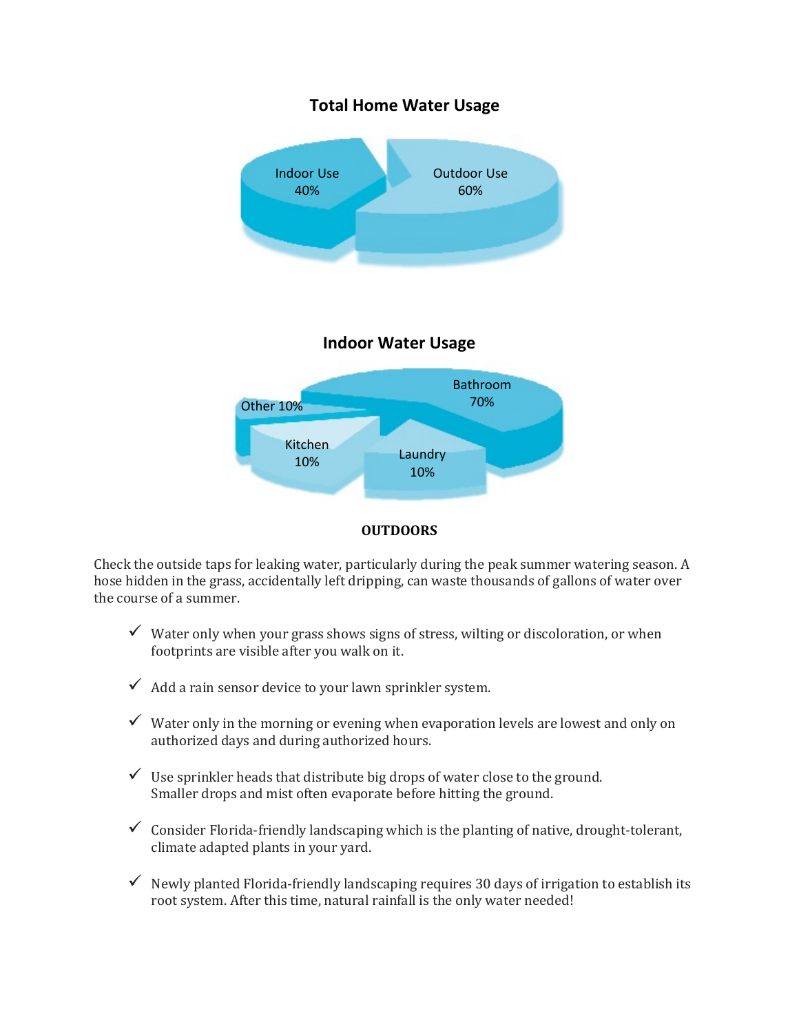**Total Home Water Usage**

Indoor Use
40%

Outdoor Use
60%

**Indoor Water Usage**

Bathroom
70%

Other 10%

Kitchen
10%

Laundry
10%

## OUTDOORS

Check the outside taps for leaking water, particularly during the peak summer watering season. A hose hidden in the grass, accidentally left dripping, can waste thousands of gallons of water over the course of a summer.

- ✓ Water only when your grass shows signs of stress, wilting or discoloration, or when footprints are visible after you walk on it.
- ✓ Add a rain sensor device to your lawn sprinkler system.
- ✓ Water only in the morning or evening when evaporation levels are lowest and only on authorized days and during authorized hours.
- ✓ Use sprinkler heads that distribute big drops of water close to the ground. Smaller drops and mist often evaporate before hitting the ground.
- ✓ Consider Florida-friendly landscaping which is the planting of native, drought-tolerant, climate adapted plants in your yard.
- ✓ Newly planted Florida-friendly landscaping requires 30 days of irrigation to establish its root system. After this time, natural rainfall is the only water needed!